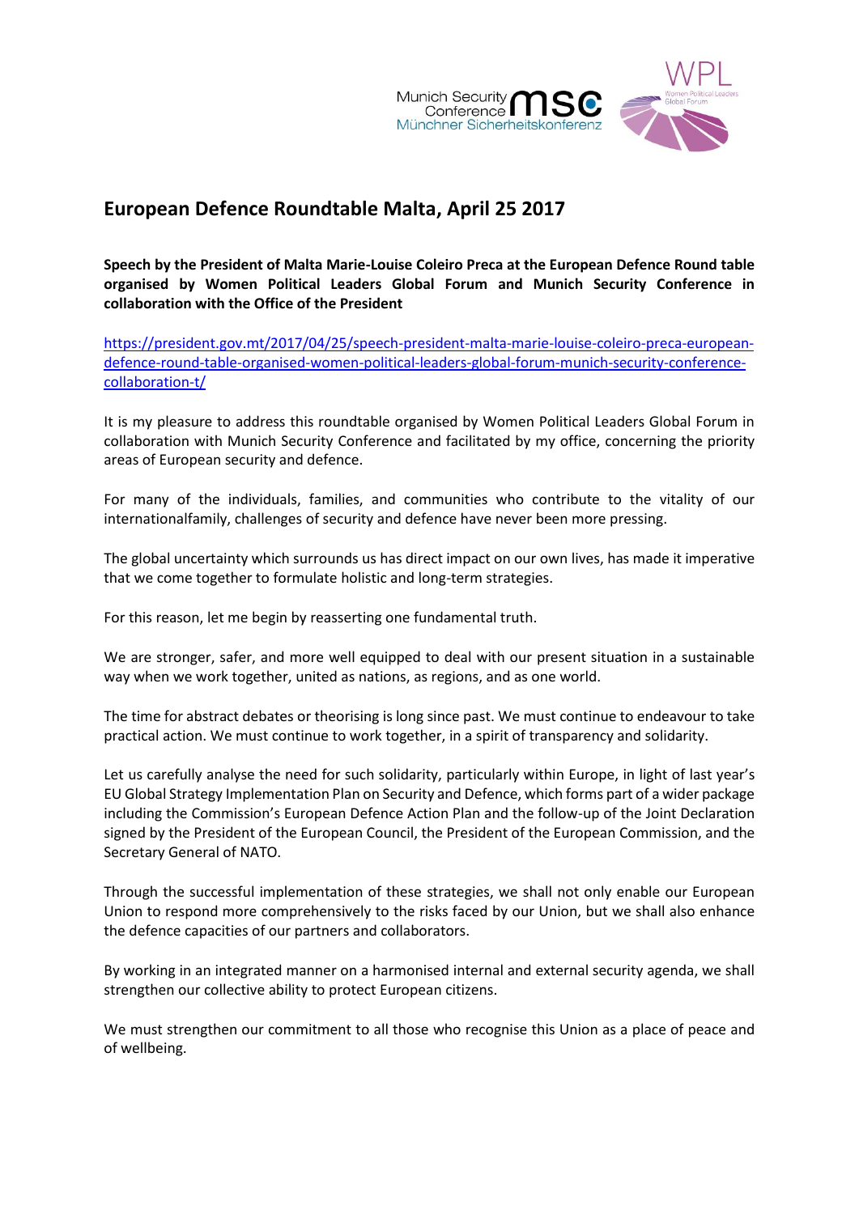# European Defence Roundtable Malta, April 25 2017

**Speech by the President of Malta Marie-Louise Coleiro Preca at the European Defence Round table organised by Women Political Leaders Global Forum and Munich Security Conference in collaboration with the Office of the President**

https://president.gov.mt/2017/04/25/speech-president-malta-marie-louise-coleiro-preca-european-defence-round-table-organised-women-political-leaders-global-forum-munich-security-conference-collaboration-t/

It is my pleasure to address this roundtable organised by Women Political Leaders Global Forum in collaboration with Munich Security Conference and facilitated by my office, concerning the priority areas of European security and defence.

For many of the individuals, families, and communities who contribute to the vitality of our internationalfamily, challenges of security and defence have never been more pressing.

The global uncertainty which surrounds us has direct impact on our own lives, has made it imperative that we come together to formulate holistic and long-term strategies.

For this reason, let me begin by reasserting one fundamental truth.

We are stronger, safer, and more well equipped to deal with our present situation in a sustainable way when we work together, united as nations, as regions, and as one world.

The time for abstract debates or theorising is long since past. We must continue to endeavour to take practical action. We must continue to work together, in a spirit of transparency and solidarity.

Let us carefully analyse the need for such solidarity, particularly within Europe, in light of last year's EU Global Strategy Implementation Plan on Security and Defence, which forms part of a wider package including the Commission's European Defence Action Plan and the follow-up of the Joint Declaration signed by the President of the European Council, the President of the European Commission, and the Secretary General of NATO.

Through the successful implementation of these strategies, we shall not only enable our European Union to respond more comprehensively to the risks faced by our Union, but we shall also enhance the defence capacities of our partners and collaborators.

By working in an integrated manner on a harmonised internal and external security agenda, we shall strengthen our collective ability to protect European citizens.

We must strengthen our commitment to all those who recognise this Union as a place of peace and of wellbeing.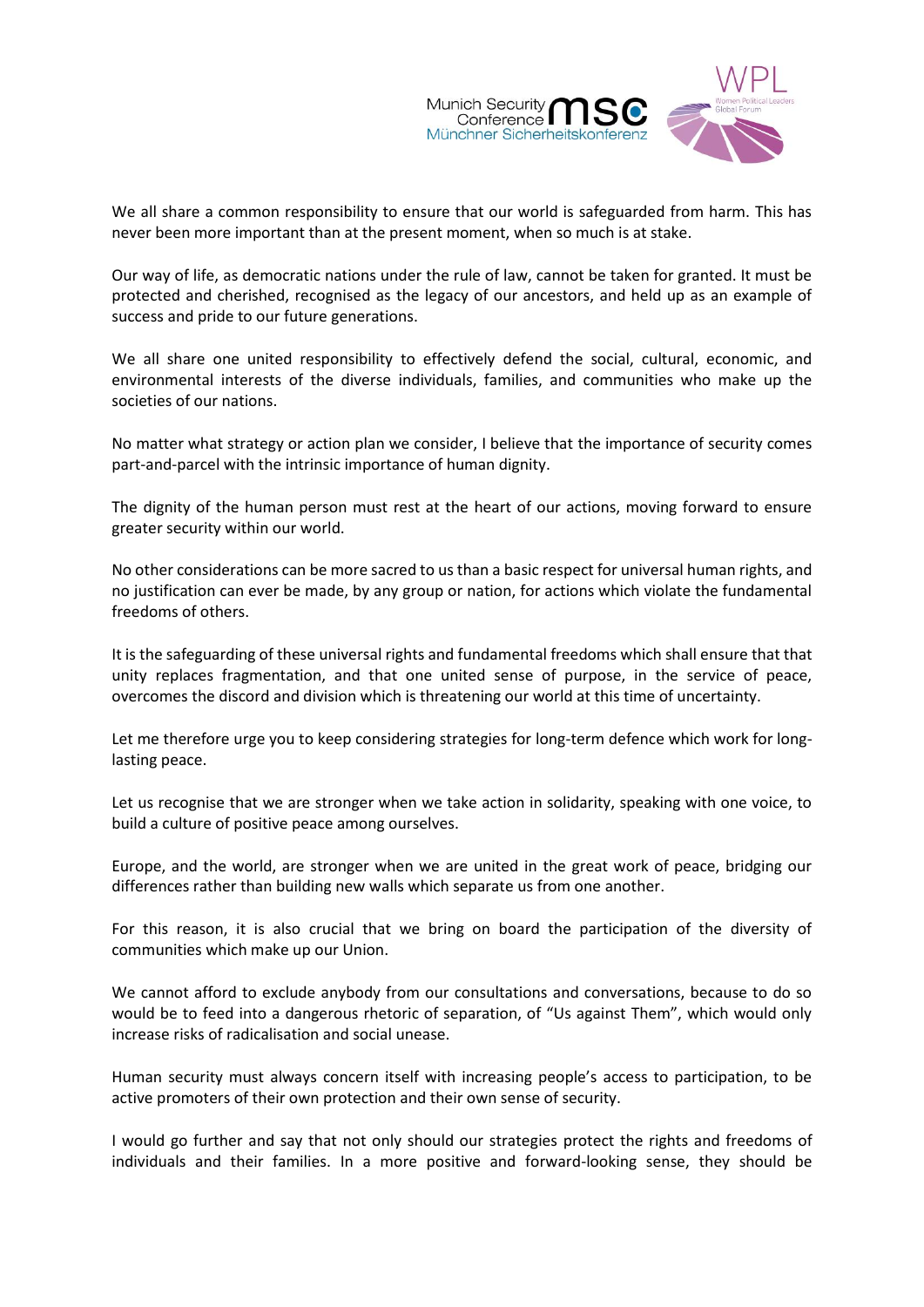We all share a common responsibility to ensure that our world is safeguarded from harm. This has never been more important than at the present moment, when so much is at stake.

Our way of life, as democratic nations under the rule of law, cannot be taken for granted. It must be protected and cherished, recognised as the legacy of our ancestors, and held up as an example of success and pride to our future generations.

We all share one united responsibility to effectively defend the social, cultural, economic, and environmental interests of the diverse individuals, families, and communities who make up the societies of our nations.

No matter what strategy or action plan we consider, I believe that the importance of security comes part-and-parcel with the intrinsic importance of human dignity.

The dignity of the human person must rest at the heart of our actions, moving forward to ensure greater security within our world.

No other considerations can be more sacred to us than a basic respect for universal human rights, and no justification can ever be made, by any group or nation, for actions which violate the fundamental freedoms of others.

It is the safeguarding of these universal rights and fundamental freedoms which shall ensure that that unity replaces fragmentation, and that one united sense of purpose, in the service of peace, overcomes the discord and division which is threatening our world at this time of uncertainty.

Let me therefore urge you to keep considering strategies for long-term defence which work for long-lasting peace.

Let us recognise that we are stronger when we take action in solidarity, speaking with one voice, to build a culture of positive peace among ourselves.

Europe, and the world, are stronger when we are united in the great work of peace, bridging our differences rather than building new walls which separate us from one another.

For this reason, it is also crucial that we bring on board the participation of the diversity of communities which make up our Union.

We cannot afford to exclude anybody from our consultations and conversations, because to do so would be to feed into a dangerous rhetoric of separation, of "Us against Them", which would only increase risks of radicalisation and social unease.

Human security must always concern itself with increasing people's access to participation, to be active promoters of their own protection and their own sense of security.

I would go further and say that not only should our strategies protect the rights and freedoms of individuals and their families. In a more positive and forward-looking sense, they should be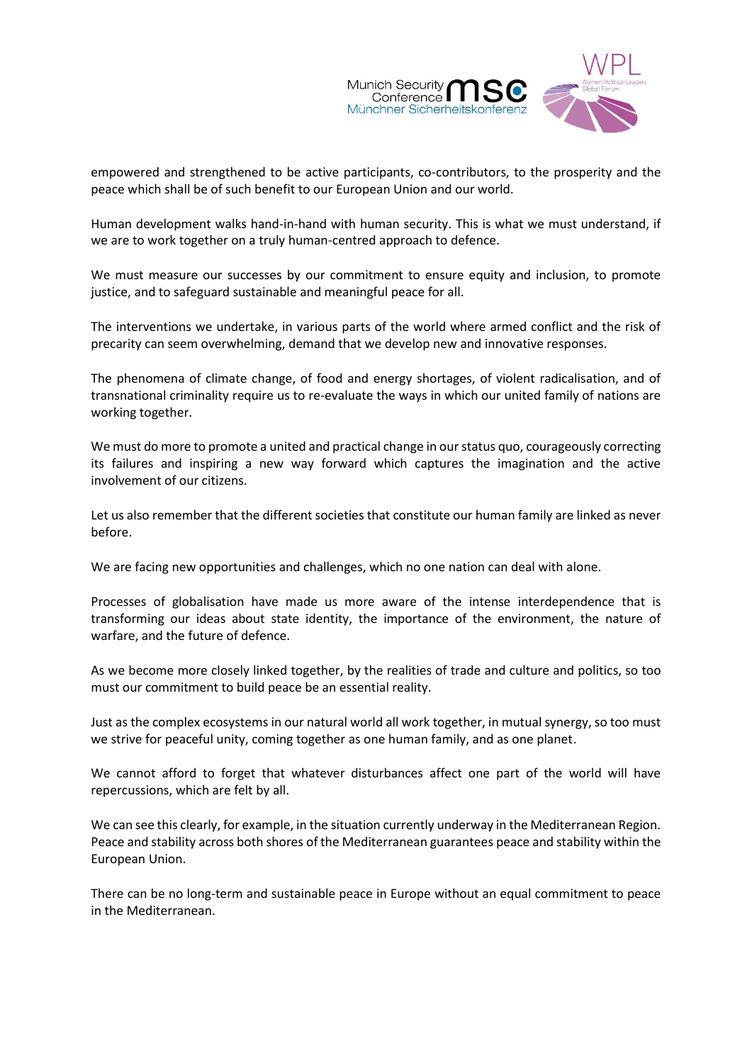empowered and strengthened to be active participants, co-contributors, to the prosperity and the peace which shall be of such benefit to our European Union and our world.

Human development walks hand-in-hand with human security. This is what we must understand, if we are to work together on a truly human-centred approach to defence.

We must measure our successes by our commitment to ensure equity and inclusion, to promote justice, and to safeguard sustainable and meaningful peace for all.

The interventions we undertake, in various parts of the world where armed conflict and the risk of precarity can seem overwhelming, demand that we develop new and innovative responses.

The phenomena of climate change, of food and energy shortages, of violent radicalisation, and of transnational criminality require us to re-evaluate the ways in which our united family of nations are working together.

We must do more to promote a united and practical change in our status quo, courageously correcting its failures and inspiring a new way forward which captures the imagination and the active involvement of our citizens.

Let us also remember that the different societies that constitute our human family are linked as never before.

We are facing new opportunities and challenges, which no one nation can deal with alone.

Processes of globalisation have made us more aware of the intense interdependence that is transforming our ideas about state identity, the importance of the environment, the nature of warfare, and the future of defence.

As we become more closely linked together, by the realities of trade and culture and politics, so too must our commitment to build peace be an essential reality.

Just as the complex ecosystems in our natural world all work together, in mutual synergy, so too must we strive for peaceful unity, coming together as one human family, and as one planet.

We cannot afford to forget that whatever disturbances affect one part of the world will have repercussions, which are felt by all.

We can see this clearly, for example, in the situation currently underway in the Mediterranean Region. Peace and stability across both shores of the Mediterranean guarantees peace and stability within the European Union.

There can be no long-term and sustainable peace in Europe without an equal commitment to peace in the Mediterranean.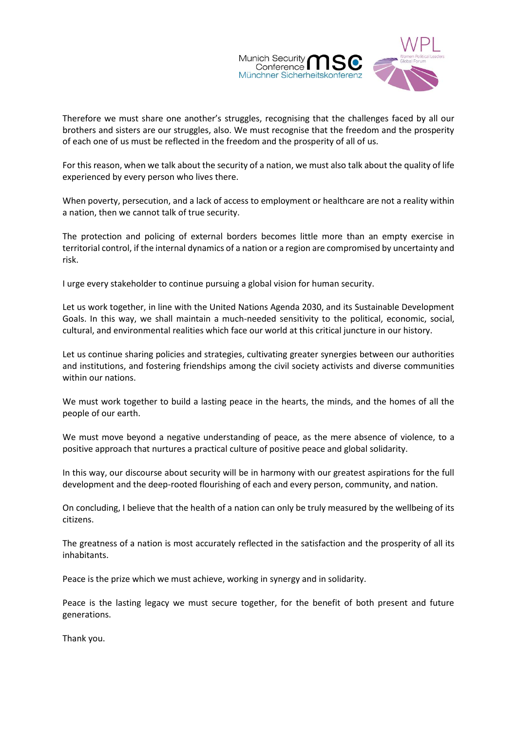Therefore we must share one another's struggles, recognising that the challenges faced by all our brothers and sisters are our struggles, also. We must recognise that the freedom and the prosperity of each one of us must be reflected in the freedom and the prosperity of all of us.

For this reason, when we talk about the security of a nation, we must also talk about the quality of life experienced by every person who lives there.

When poverty, persecution, and a lack of access to employment or healthcare are not a reality within a nation, then we cannot talk of true security.

The protection and policing of external borders becomes little more than an empty exercise in territorial control, if the internal dynamics of a nation or a region are compromised by uncertainty and risk.

I urge every stakeholder to continue pursuing a global vision for human security.

Let us work together, in line with the United Nations Agenda 2030, and its Sustainable Development Goals. In this way, we shall maintain a much-needed sensitivity to the political, economic, social, cultural, and environmental realities which face our world at this critical juncture in our history.

Let us continue sharing policies and strategies, cultivating greater synergies between our authorities and institutions, and fostering friendships among the civil society activists and diverse communities within our nations.

We must work together to build a lasting peace in the hearts, the minds, and the homes of all the people of our earth.

We must move beyond a negative understanding of peace, as the mere absence of violence, to a positive approach that nurtures a practical culture of positive peace and global solidarity.

In this way, our discourse about security will be in harmony with our greatest aspirations for the full development and the deep-rooted flourishing of each and every person, community, and nation.

On concluding, I believe that the health of a nation can only be truly measured by the wellbeing of its citizens.

The greatness of a nation is most accurately reflected in the satisfaction and the prosperity of all its inhabitants.

Peace is the prize which we must achieve, working in synergy and in solidarity.

Peace is the lasting legacy we must secure together, for the benefit of both present and future generations.

Thank you.